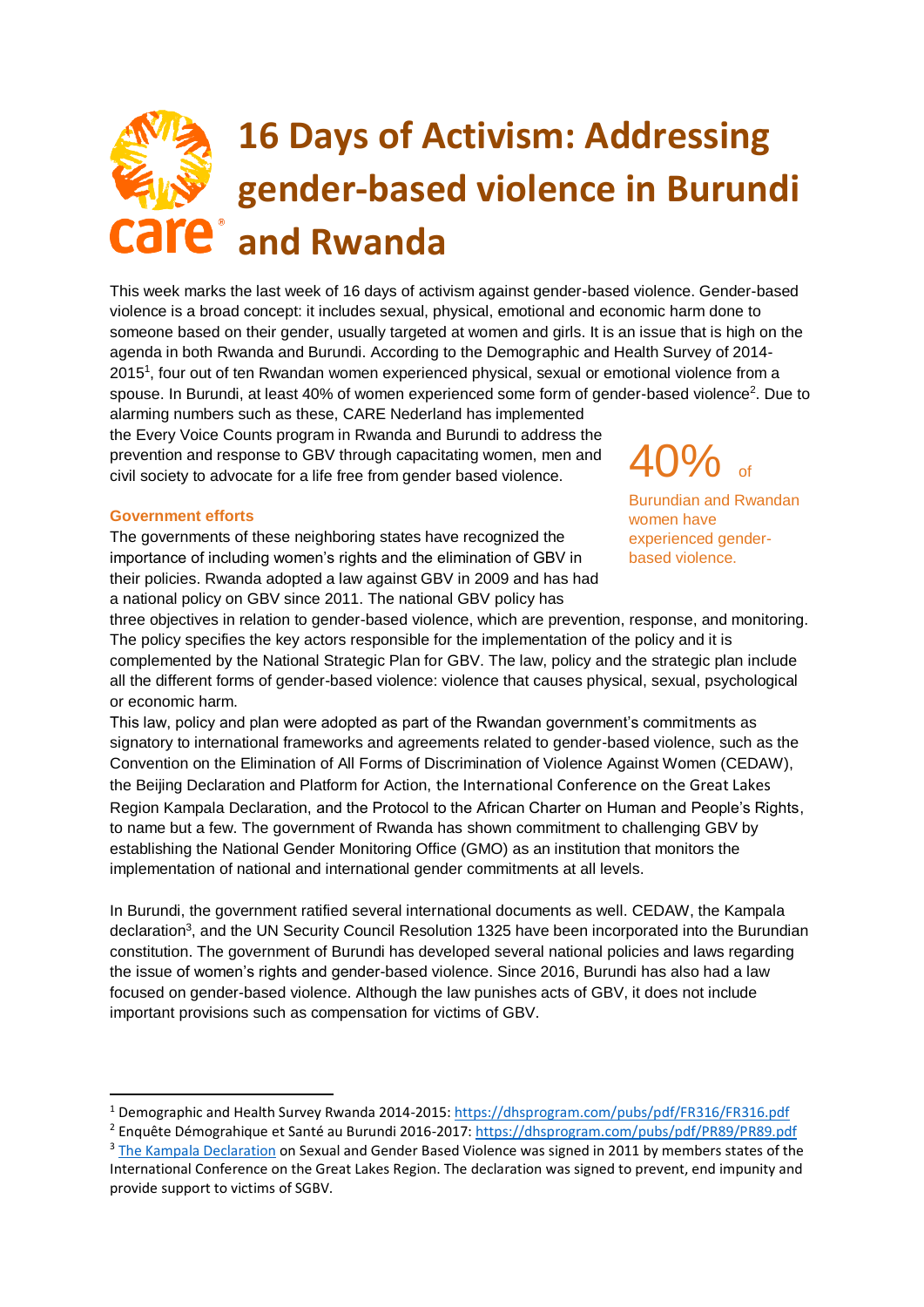# 16 Days of Activism: Addressing gender-based violence in Burundi and Rwanda

This week marks the last week of 16 days of activism against gender-based violence. Gender-based violence is a broad concept: it includes sexual, physical, emotional and economic harm done to someone based on their gender, usually targeted at women and girls. It is an issue that is high on the agenda in both Rwanda and Burundi. According to the Demographic and Health Survey of 2014-2015[1], four out of ten Rwandan women experienced physical, sexual or emotional violence from a spouse. In Burundi, at least 40% of women experienced some form of gender-based violence[2]. Due to alarming numbers such as these, CARE Nederland has implemented the Every Voice Counts program in Rwanda and Burundi to address the prevention and response to GBV through capacitating women, men and civil society to advocate for a life free from gender based violence.

> **40%** of Burundian and Rwandan women have experienced gender-based violence.

### Government efforts

The governments of these neighboring states have recognized the importance of including women's rights and the elimination of GBV in their policies. Rwanda adopted a law against GBV in 2009 and has had a national policy on GBV since 2011. The national GBV policy has three objectives in relation to gender-based violence, which are prevention, response, and monitoring. The policy specifies the key actors responsible for the implementation of the policy and it is complemented by the National Strategic Plan for GBV. The law, policy and the strategic plan include all the different forms of gender-based violence: violence that causes physical, sexual, psychological or economic harm.

This law, policy and plan were adopted as part of the Rwandan government's commitments as signatory to international frameworks and agreements related to gender-based violence, such as the Convention on the Elimination of All Forms of Discrimination of Violence Against Women (CEDAW), the Beijing Declaration and Platform for Action, the International Conference on the Great Lakes Region Kampala Declaration, and the Protocol to the African Charter on Human and People's Rights, to name but a few. The government of Rwanda has shown commitment to challenging GBV by establishing the National Gender Monitoring Office (GMO) as an institution that monitors the implementation of national and international gender commitments at all levels.

In Burundi, the government ratified several international documents as well. CEDAW, the Kampala declaration[3], and the UN Security Council Resolution 1325 have been incorporated into the Burundian constitution. The government of Burundi has developed several national policies and laws regarding the issue of women's rights and gender-based violence. Since 2016, Burundi has also had a law focused on gender-based violence. Although the law punishes acts of GBV, it does not include important provisions such as compensation for victims of GBV.

---

[1] Demographic and Health Survey Rwanda 2014-2015: https://dhsprogram.com/pubs/pdf/FR316/FR316.pdf

[2] Enquête Démograhique et Santé au Burundi 2016-2017: https://dhsprogram.com/pubs/pdf/PR89/PR89.pdf

[3] The Kampala Declaration on Sexual and Gender Based Violence was signed in 2011 by members states of the International Conference on the Great Lakes Region. The declaration was signed to prevent, end impunity and provide support to victims of SGBV.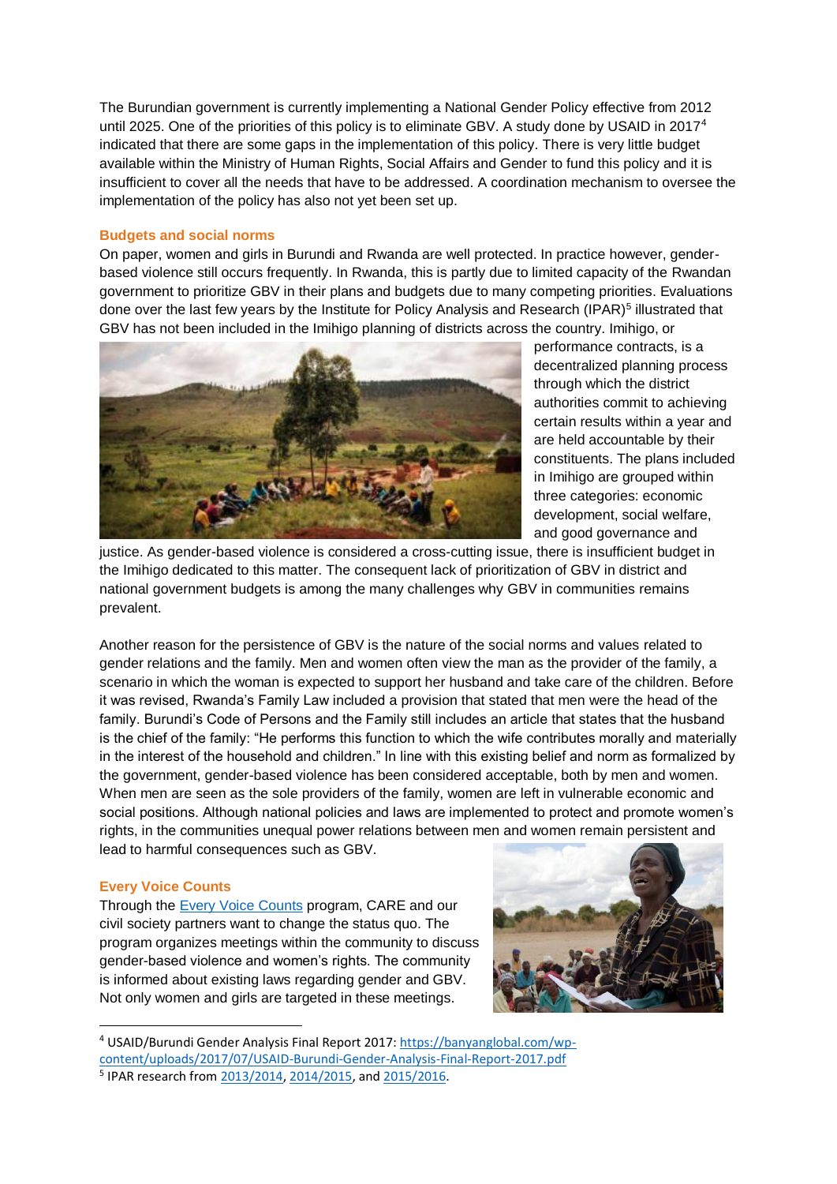The Burundian government is currently implementing a National Gender Policy effective from 2012 until 2025. One of the priorities of this policy is to eliminate GBV. A study done by USAID in 2017[4] indicated that there are some gaps in the implementation of this policy. There is very little budget available within the Ministry of Human Rights, Social Affairs and Gender to fund this policy and it is insufficient to cover all the needs that have to be addressed. A coordination mechanism to oversee the implementation of the policy has also not yet been set up.

### Budgets and social norms

On paper, women and girls in Burundi and Rwanda are well protected. In practice however, gender-based violence still occurs frequently. In Rwanda, this is partly due to limited capacity of the Rwandan government to prioritize GBV in their plans and budgets due to many competing priorities. Evaluations done over the last few years by the Institute for Policy Analysis and Research (IPAR)[5] illustrated that GBV has not been included in the Imihigo planning of districts across the country. Imihigo, or performance contracts, is a decentralized planning process through which the district authorities commit to achieving certain results within a year and are held accountable by their constituents. The plans included in Imihigo are grouped within three categories: economic development, social welfare, and good governance and justice. As gender-based violence is considered a cross-cutting issue, there is insufficient budget in the Imihigo dedicated to this matter. The consequent lack of prioritization of GBV in district and national government budgets is among the many challenges why GBV in communities remains prevalent.

Another reason for the persistence of GBV is the nature of the social norms and values related to gender relations and the family. Men and women often view the man as the provider of the family, a scenario in which the woman is expected to support her husband and take care of the children. Before it was revised, Rwanda's Family Law included a provision that stated that men were the head of the family. Burundi's Code of Persons and the Family still includes an article that states that the husband is the chief of the family: "He performs this function to which the wife contributes morally and materially in the interest of the household and children." In line with this existing belief and norm as formalized by the government, gender-based violence has been considered acceptable, both by men and women. When men are seen as the sole providers of the family, women are left in vulnerable economic and social positions. Although national policies and laws are implemented to protect and promote women's rights, in the communities unequal power relations between men and women remain persistent and lead to harmful consequences such as GBV.

### Every Voice Counts

Through the Every Voice Counts program, CARE and our civil society partners want to change the status quo. The program organizes meetings within the community to discuss gender-based violence and women's rights. The community is informed about existing laws regarding gender and GBV. Not only women and girls are targeted in these meetings.

---

[4] USAID/Burundi Gender Analysis Final Report 2017: https://banyanglobal.com/wp-content/uploads/2017/07/USAID-Burundi-Gender-Analysis-Final-Report-2017.pdf

[5] IPAR research from 2013/2014, 2014/2015, and 2015/2016.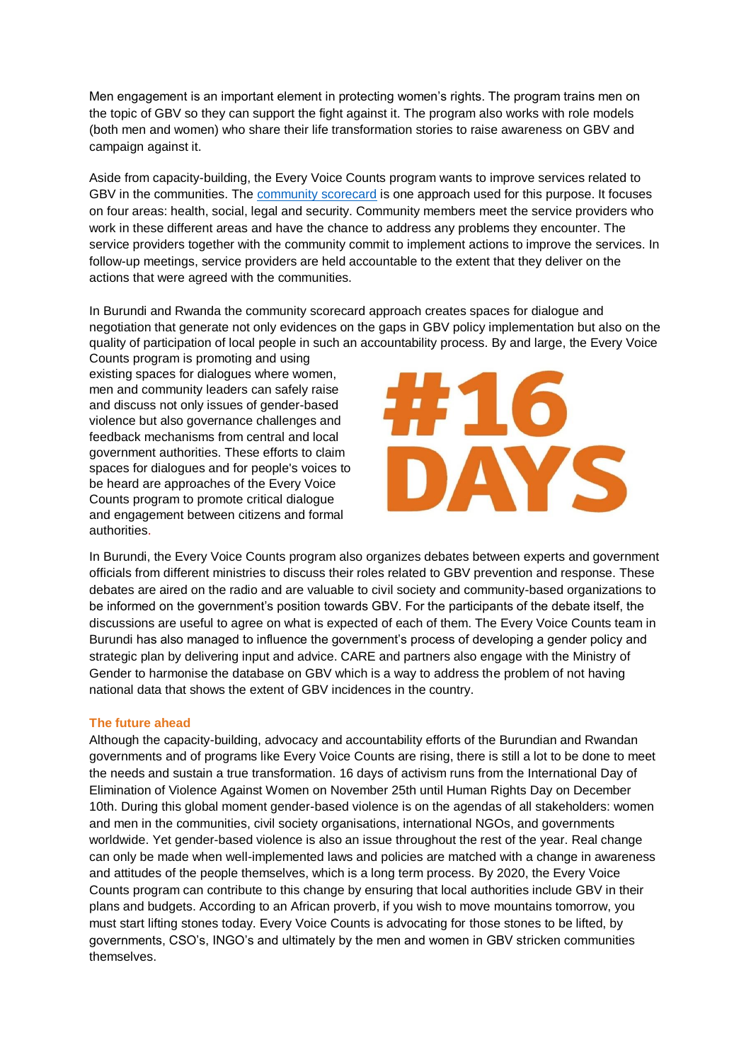Men engagement is an important element in protecting women's rights. The program trains men on the topic of GBV so they can support the fight against it. The program also works with role models (both men and women) who share their life transformation stories to raise awareness on GBV and campaign against it.

Aside from capacity-building, the Every Voice Counts program wants to improve services related to GBV in the communities. The community scorecard is one approach used for this purpose. It focuses on four areas: health, social, legal and security. Community members meet the service providers who work in these different areas and have the chance to address any problems they encounter. The service providers together with the community commit to implement actions to improve the services. In follow-up meetings, service providers are held accountable to the extent that they deliver on the actions that were agreed with the communities.

In Burundi and Rwanda the community scorecard approach creates spaces for dialogue and negotiation that generate not only evidences on the gaps in GBV policy implementation but also on the quality of participation of local people in such an accountability process. By and large, the Every Voice Counts program is promoting and using existing spaces for dialogues where women, men and community leaders can safely raise and discuss not only issues of gender-based violence but also governance challenges and feedback mechanisms from central and local government authorities. These efforts to claim spaces for dialogues and for people's voices to be heard are approaches of the Every Voice Counts program to promote critical dialogue and engagement between citizens and formal authorities.

In Burundi, the Every Voice Counts program also organizes debates between experts and government officials from different ministries to discuss their roles related to GBV prevention and response. These debates are aired on the radio and are valuable to civil society and community-based organizations to be informed on the government's position towards GBV. For the participants of the debate itself, the discussions are useful to agree on what is expected of each of them. The Every Voice Counts team in Burundi has also managed to influence the government's process of developing a gender policy and strategic plan by delivering input and advice. CARE and partners also engage with the Ministry of Gender to harmonise the database on GBV which is a way to address the problem of not having national data that shows the extent of GBV incidences in the country.

## The future ahead

Although the capacity-building, advocacy and accountability efforts of the Burundian and Rwandan governments and of programs like Every Voice Counts are rising, there is still a lot to be done to meet the needs and sustain a true transformation. 16 days of activism runs from the International Day of Elimination of Violence Against Women on November 25th until Human Rights Day on December 10th. During this global moment gender-based violence is on the agendas of all stakeholders: women and men in the communities, civil society organisations, international NGOs, and governments worldwide. Yet gender-based violence is also an issue throughout the rest of the year. Real change can only be made when well-implemented laws and policies are matched with a change in awareness and attitudes of the people themselves, which is a long term process. By 2020, the Every Voice Counts program can contribute to this change by ensuring that local authorities include GBV in their plans and budgets. According to an African proverb, if you wish to move mountains tomorrow, you must start lifting stones today. Every Voice Counts is advocating for those stones to be lifted, by governments, CSO's, INGO's and ultimately by the men and women in GBV stricken communities themselves.